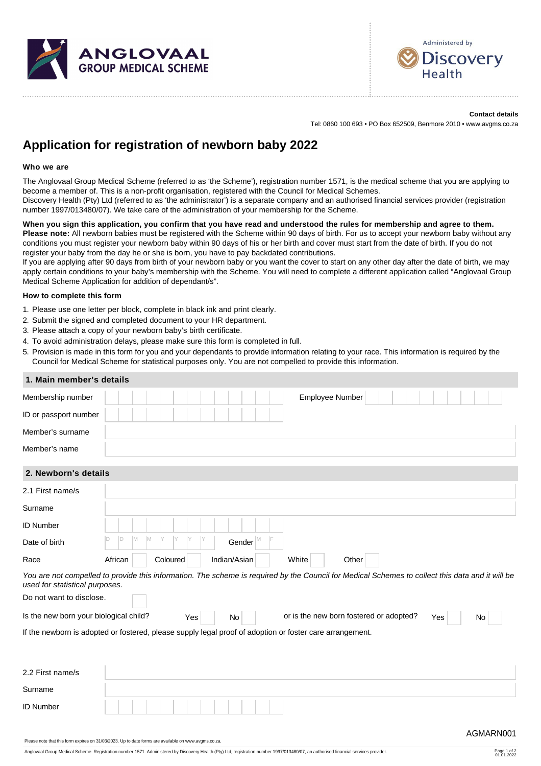ANGLOVAAL GROUP MEDICAL SCHEME

Administered by Discovery Health

**Contact details**

Tel: 0860 100 693 • PO Box 652509, Benmore 2010 • www.avgms.co.za

# Application for registration of newborn baby 2022

**Who we are**

The Anglovaal Group Medical Scheme (referred to as 'the Scheme'), registration number 1571, is the medical scheme that you are applying to become a member of. This is a non-profit organisation, registered with the Council for Medical Schemes.
Discovery Health (Pty) Ltd (referred to as 'the administrator') is a separate company and an authorised financial services provider (registration number 1997/013480/07). We take care of the administration of your membership for the Scheme.

**When you sign this application, you confirm that you have read and understood the rules for membership and agree to them.**
**Please note:** All newborn babies must be registered with the Scheme within 90 days of birth. For us to accept your newborn baby without any conditions you must register your newborn baby within 90 days of his or her birth and cover must start from the date of birth. If you do not register your baby from the day he or she is born, you have to pay backdated contributions.
If you are applying after 90 days from birth of your newborn baby or you want the cover to start on any other day after the date of birth, we may apply certain conditions to your baby's membership with the Scheme. You will need to complete a different application called "Anglovaal Group Medical Scheme Application for addition of dependant/s".

**How to complete this form**

1. Please use one letter per block, complete in black ink and print clearly.
2. Submit the signed and completed document to your HR department.
3. Please attach a copy of your newborn baby's birth certificate.
4. To avoid administration delays, please make sure this form is completed in full.
5. Provision is made in this form for you and your dependants to provide information relating to your race. This information is required by the Council for Medical Scheme for statistical purposes only. You are not compelled to provide this information.

## 1. Main member's details

| | | | |
|---|---|---|---|
| Membership number | | Employee Number | |
| ID or passport number | | | |
| Member's surname | | | |
| Member's name | | | |

## 2. Newborn's details

| | |
|---|---|
| 2.1 First name/s | |
| Surname | |
| ID Number | |
| Date of birth | D D M M Y Y Y Y   Gender M F |
| Race | African ☐ Coloured ☐ Indian/Asian ☐ White ☐ Other ☐ |

*You are not compelled to provide this information. The scheme is required by the Council for Medical Schemes to collect this data and it will be used for statistical purposes.*

Do not want to disclose. ☐

Is the new born your biological child? Yes ☐ No ☐   or is the new born fostered or adopted? Yes ☐ No ☐

If the newborn is adopted or fostered, please supply legal proof of adoption or foster care arrangement.

| | |
|---|---|
| 2.2 First name/s | |
| Surname | |
| ID Number | |

AGMARN001

Please note that this form expires on 31/03/2023. Up to date forms are available on www.avgms.co.za.

Anglovaal Group Medical Scheme. Registration number 1571. Administered by Discovery Health (Pty) Ltd, registration number 1997/013480/07, an authorised financial services provider.

01.01.2022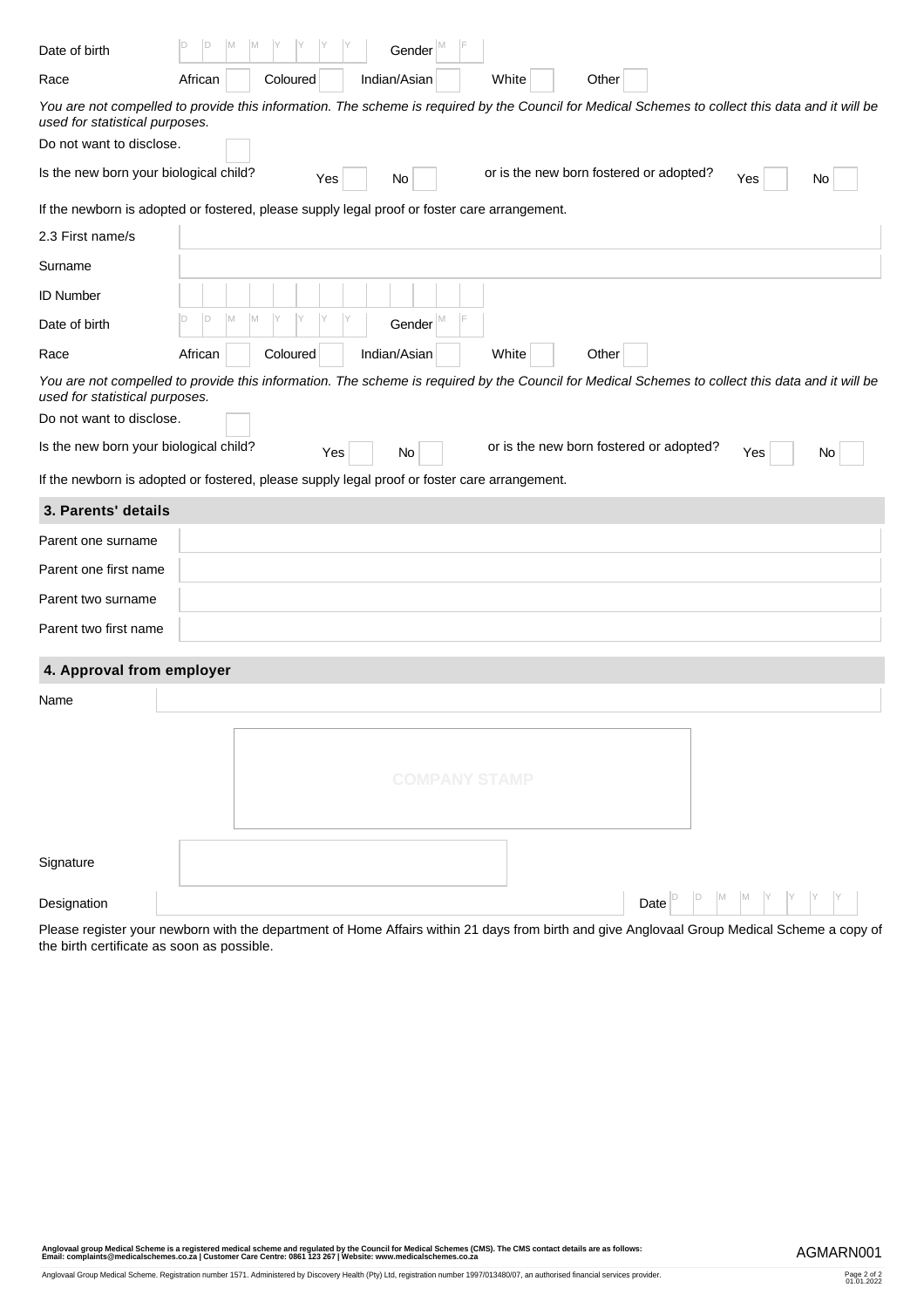Date of birth D D M M Y Y Y Y Gender M F

Race African [ ] Coloured [ ] Indian/Asian [ ] White [ ] Other [ ]

*You are not compelled to provide this information. The scheme is required by the Council for Medical Schemes to collect this data and it will be used for statistical purposes.*

Do not want to disclose. [ ]

Is the new born your biological child? Yes [ ] No [ ] or is the new born fostered or adopted? Yes [ ] No [ ]

If the newborn is adopted or fostered, please supply legal proof or foster care arrangement.

2.3 First name/s

Surname

ID Number

Date of birth D D M M Y Y Y Y Gender M F

Race African [ ] Coloured [ ] Indian/Asian [ ] White [ ] Other [ ]

*You are not compelled to provide this information. The scheme is required by the Council for Medical Schemes to collect this data and it will be used for statistical purposes.*

Do not want to disclose. [ ]

Is the new born your biological child? Yes [ ] No [ ] or is the new born fostered or adopted? Yes [ ] No [ ]

If the newborn is adopted or fostered, please supply legal proof or foster care arrangement.

## 3. Parents' details

Parent one surname

Parent one first name

Parent two surname

Parent two first name

## 4. Approval from employer

Name

COMPANY STAMP

Signature

Designation Date D D M M Y Y Y Y

Please register your newborn with the department of Home Affairs within 21 days from birth and give Anglovaal Group Medical Scheme a copy of the birth certificate as soon as possible.

**Anglovaal group Medical Scheme is a registered medical scheme and regulated by the Council for Medical Schemes (CMS). The CMS contact details are as follows: Email: complaints@medicalschemes.co.za | Customer Care Centre: 0861 123 267 | Website: www.medicalschemes.co.za**

AGMARN001

Anglovaal Group Medical Scheme. Registration number 1571. Administered by Discovery Health (Pty) Ltd, registration number 1997/013480/07, an authorised financial services provider.

01.01.2022